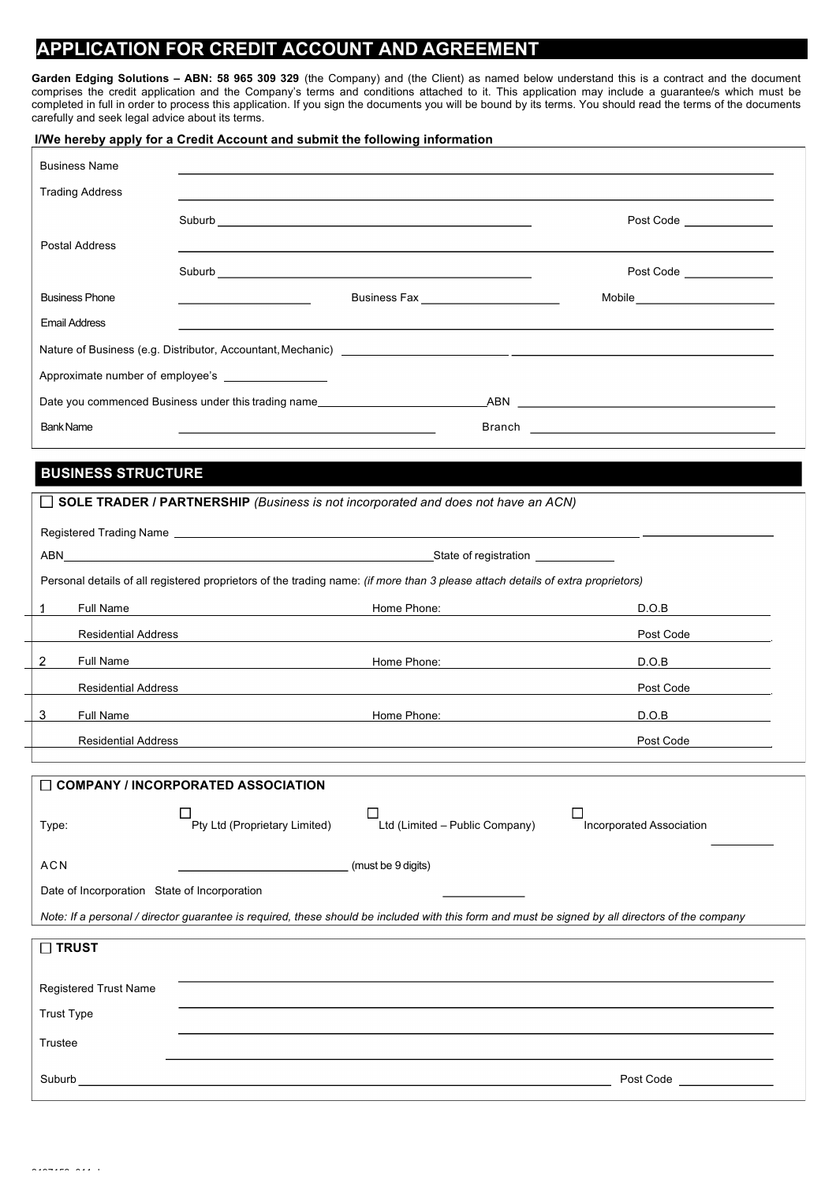# APPLICATION FOR CREDIT ACCOUNT AND AGREEMENT

**Garden Edging Solutions – ABN: 58 965 309 329** (the Company) and (the Client) as named below understand this is a contract and the document comprises the credit application and the Company's terms and conditions attached to it. This application may include a guarantee/s which must be completed in full in order to process this application. If you sign the documents you will be bound by its terms. You should read the terms of the documents carefully and seek legal advice about its terms.

**I/We hereby apply for a Credit Account and submit the following information**

Business Name ______________________________

Trading Address ______________________________

Suburb ______________________________ Post Code __________

Postal Address ______________________________

Suburb ______________________________ Post Code __________

Business Phone __________ Business Fax __________ Mobile __________

Email Address ______________________________

Nature of Business (e.g. Distributor, Accountant, Mechanic) ______________________________

Approximate number of employee's __________

Date you commenced Business under this trading name __________ ABN __________

Bank Name __________ Branch __________

## BUSINESS STRUCTURE

☐ **SOLE TRADER / PARTNERSHIP** *(Business is not incorporated and does not have an ACN)*

Registered Trading Name ______________________________

ABN ______________________________ State of registration __________

Personal details of all registered proprietors of the trading name: *(if more than 3 please attach details of extra proprietors)*

1 Full Name __________ Home Phone: __________ D.O.B __________

Residential Address ______________________________ Post Code __________

2 Full Name __________ Home Phone: __________ D.O.B __________

Residential Address ______________________________ Post Code __________

3 Full Name __________ Home Phone: __________ D.O.B __________

Residential Address ______________________________ Post Code __________

☐ **COMPANY / INCORPORATED ASSOCIATION**

Type: ☐ Pty Ltd (Proprietary Limited) ☐ Ltd (Limited – Public Company) ☐ Incorporated Association

ACN __________ (must be 9 digits)

Date of Incorporation State of Incorporation __________

*Note: If a personal / director guarantee is required, these should be included with this form and must be signed by all directors of the company*

☐ **TRUST**

Registered Trust Name ______________________________

Trust Type ______________________________

Trustee ______________________________

______________________________

Suburb ______________________________ Post Code __________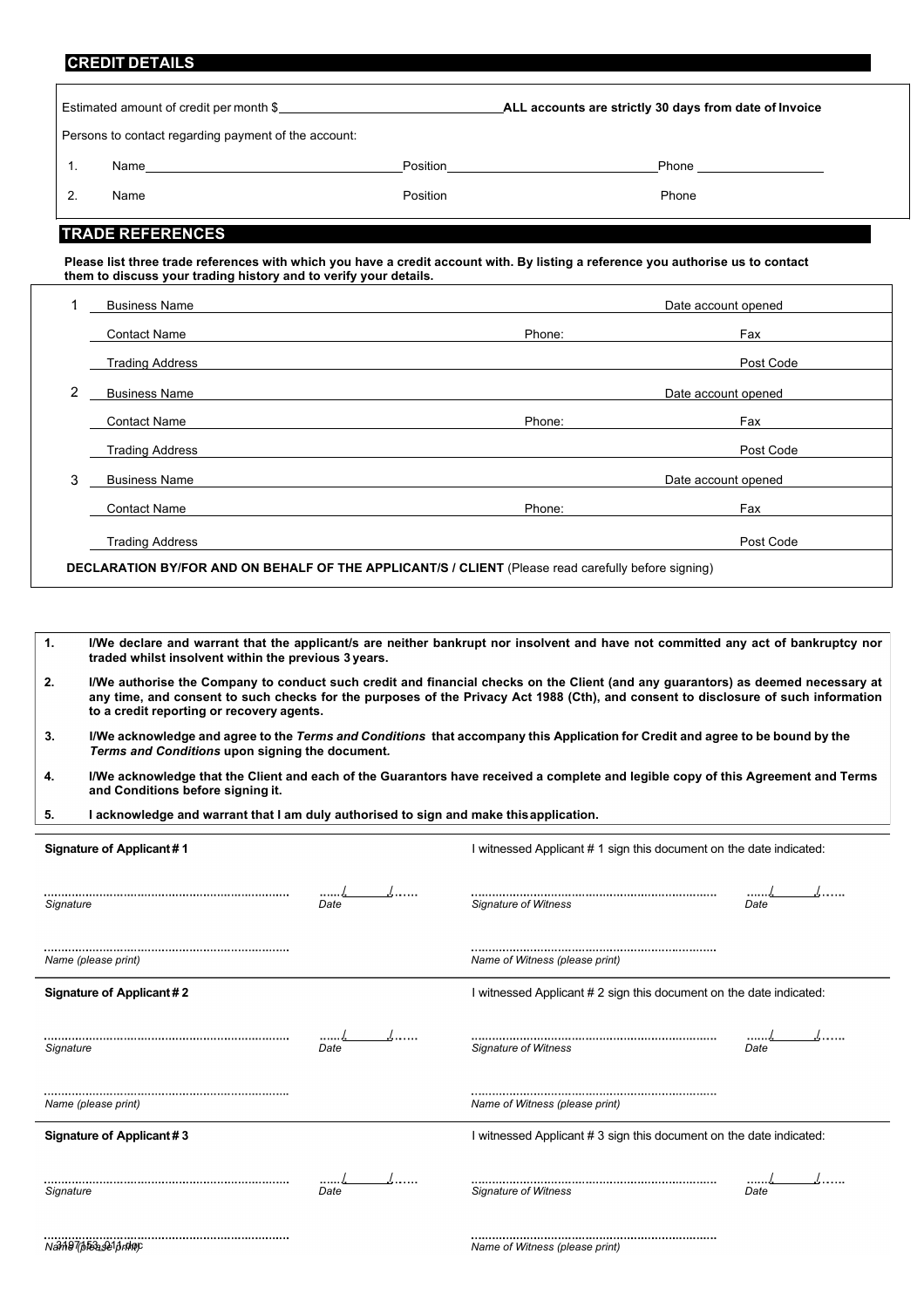## CREDIT DETAILS

Estimated amount of credit per month $\_\_\_\_\_\_\_\_\_\_\_\_\_\_\_\_\_\_\_\_ **ALL accounts are strictly 30 days from date of Invoice**

Persons to contact regarding payment of the account:

| | Name | Position | Phone |
|---|---|---|---|
| 1. | Name | Position | Phone |
| 2. | Name | Position | Phone |

## TRADE REFERENCES

**Please list three trade references with which you have a credit account with. By listing a reference you authorise us to contact them to discuss your trading history and to verify your details.**

| | | | |
|---|---|---|---|
| 1 | Business Name | | Date account opened |
| | Contact Name | Phone: | Fax |
| | Trading Address | | Post Code |
| 2 | Business Name | | Date account opened |
| | Contact Name | Phone: | Fax |
| | Trading Address | | Post Code |
| 3 | Business Name | | Date account opened |
| | Contact Name | Phone: | Fax |
| | Trading Address | | Post Code |

**DECLARATION BY/FOR AND ON BEHALF OF THE APPLICANT/S / CLIENT** (Please read carefully before signing)

1. **I/We declare and warrant that the applicant/s are neither bankrupt nor insolvent and have not committed any act of bankruptcy nor traded whilst insolvent within the previous 3 years.**
2. **I/We authorise the Company to conduct such credit and financial checks on the Client (and any guarantors) as deemed necessary at any time, and consent to such checks for the purposes of the Privacy Act 1988 (Cth), and consent to disclosure of such information to a credit reporting or recovery agents.**
3. **I/We acknowledge and agree to the *Terms and Conditions* that accompany this Application for Credit and agree to be bound by the *Terms and Conditions* upon signing the document.**
4. **I/We acknowledge that the Client and each of the Guarantors have received a complete and legible copy of this Agreement and Terms and Conditions before signing it.**
5. **I acknowledge and warrant that I am duly authorised to sign and make this application.**

**Signature of Applicant # 1**

........................................ *Signature* ....../....../...... *Date*

........................................ *Name (please print)*

I witnessed Applicant # 1 sign this document on the date indicated:

........................................ *Signature of Witness* ....../....../...... *Date*

........................................ *Name of Witness (please print)*

**Signature of Applicant # 2**

........................................ *Signature* ....../....../...... *Date*

........................................ *Name (please print)*

I witnessed Applicant # 2 sign this document on the date indicated:

........................................ *Signature of Witness* ....../....../...... *Date*

........................................ *Name of Witness (please print)*

**Signature of Applicant # 3**

........................................ *Signature* ....../....../...... *Date*

........................................ *Name (please print)*

I witnessed Applicant # 3 sign this document on the date indicated:

........................................ *Signature of Witness* ....../....../...... *Date*

........................................ *Name of Witness (please print)*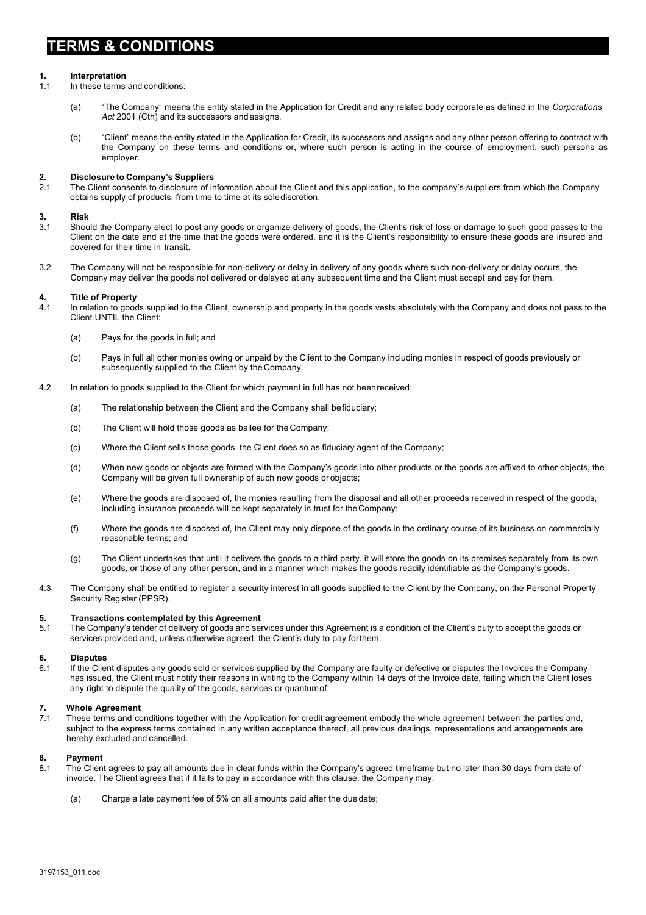# TERMS & CONDITIONS

**1. Interpretation**

1.1 In these terms and conditions:

(a) "The Company" means the entity stated in the Application for Credit and any related body corporate as defined in the *Corporations Act* 2001 (Cth) and its successors and assigns.

(b) "Client" means the entity stated in the Application for Credit, its successors and assigns and any other person offering to contract with the Company on these terms and conditions or, where such person is acting in the course of employment, such persons as employer.

**2. Disclosure to Company's Suppliers**

2.1 The Client consents to disclosure of information about the Client and this application, to the company's suppliers from which the Company obtains supply of products, from time to time at its sole discretion.

**3. Risk**

3.1 Should the Company elect to post any goods or organize delivery of goods, the Client's risk of loss or damage to such good passes to the Client on the date and at the time that the goods were ordered, and it is the Client's responsibility to ensure these goods are insured and covered for their time in transit.

3.2 The Company will not be responsible for non-delivery or delay in delivery of any goods where such non-delivery or delay occurs, the Company may deliver the goods not delivered or delayed at any subsequent time and the Client must accept and pay for them.

**4. Title of Property**

4.1 In relation to goods supplied to the Client, ownership and property in the goods vests absolutely with the Company and does not pass to the Client UNTIL the Client:

(a) Pays for the goods in full; and

(b) Pays in full all other monies owing or unpaid by the Client to the Company including monies in respect of goods previously or subsequently supplied to the Client by the Company.

4.2 In relation to goods supplied to the Client for which payment in full has not been received:

(a) The relationship between the Client and the Company shall be fiduciary;

(b) The Client will hold those goods as bailee for the Company;

(c) Where the Client sells those goods, the Client does so as fiduciary agent of the Company;

(d) When new goods or objects are formed with the Company's goods into other products or the goods are affixed to other objects, the Company will be given full ownership of such new goods or objects;

(e) Where the goods are disposed of, the monies resulting from the disposal and all other proceeds received in respect of the goods, including insurance proceeds will be kept separately in trust for the Company;

(f) Where the goods are disposed of, the Client may only dispose of the goods in the ordinary course of its business on commercially reasonable terms; and

(g) The Client undertakes that until it delivers the goods to a third party, it will store the goods on its premises separately from its own goods, or those of any other person, and in a manner which makes the goods readily identifiable as the Company's goods.

4.3 The Company shall be entitled to register a security interest in all goods supplied to the Client by the Company, on the Personal Property Security Register (PPSR).

**5. Transactions contemplated by this Agreement**

5.1 The Company's tender of delivery of goods and services under this Agreement is a condition of the Client's duty to accept the goods or services provided and, unless otherwise agreed, the Client's duty to pay for them.

**6. Disputes**

6.1 If the Client disputes any goods sold or services supplied by the Company are faulty or defective or disputes the Invoices the Company has issued, the Client must notify their reasons in writing to the Company within 14 days of the Invoice date, failing which the Client loses any right to dispute the quality of the goods, services or quantum of.

**7. Whole Agreement**

7.1 These terms and conditions together with the Application for credit agreement embody the whole agreement between the parties and, subject to the express terms contained in any written acceptance thereof, all previous dealings, representations and arrangements are hereby excluded and cancelled.

**8. Payment**

8.1 The Client agrees to pay all amounts due in clear funds within the Company's agreed timeframe but no later than 30 days from date of invoice. The Client agrees that if it fails to pay in accordance with this clause, the Company may:

(a) Charge a late payment fee of 5% on all amounts paid after the due date;

3197153_011.doc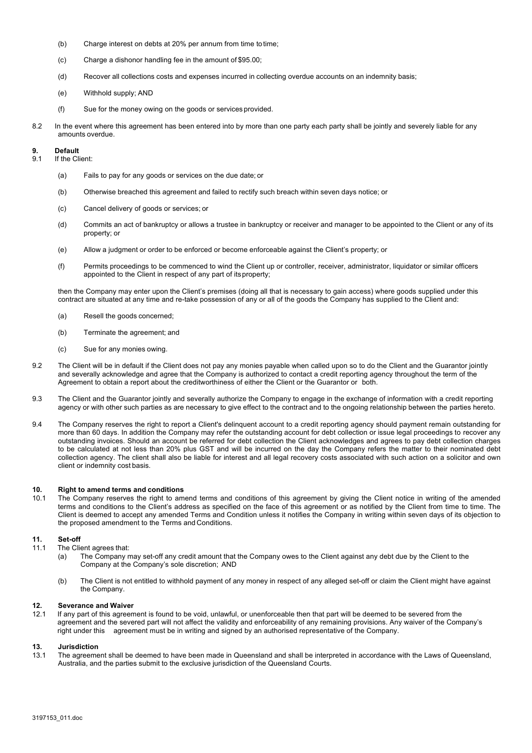(b) Charge interest on debts at 20% per annum from time to time;

(c) Charge a dishonor handling fee in the amount of $95.00;

(d) Recover all collections costs and expenses incurred in collecting overdue accounts on an indemnity basis;

(e) Withhold supply; AND

(f) Sue for the money owing on the goods or services provided.

8.2 In the event where this agreement has been entered into by more than one party each party shall be jointly and severely liable for any amounts overdue.

## 9. Default

9.1 If the Client:

(a) Fails to pay for any goods or services on the due date; or

(b) Otherwise breached this agreement and failed to rectify such breach within seven days notice; or

(c) Cancel delivery of goods or services; or

(d) Commits an act of bankruptcy or allows a trustee in bankruptcy or receiver and manager to be appointed to the Client or any of its property; or

(e) Allow a judgment or order to be enforced or become enforceable against the Client's property; or

(f) Permits proceedings to be commenced to wind the Client up or controller, receiver, administrator, liquidator or similar officers appointed to the Client in respect of any part of its property;

then the Company may enter upon the Client's premises (doing all that is necessary to gain access) where goods supplied under this contract are situated at any time and re-take possession of any or all of the goods the Company has supplied to the Client and:

(a) Resell the goods concerned;

(b) Terminate the agreement; and

(c) Sue for any monies owing.

9.2 The Client will be in default if the Client does not pay any monies payable when called upon so to do the Client and the Guarantor jointly and severally acknowledge and agree that the Company is authorized to contact a credit reporting agency throughout the term of the Agreement to obtain a report about the creditworthiness of either the Client or the Guarantor or both.

9.3 The Client and the Guarantor jointly and severally authorize the Company to engage in the exchange of information with a credit reporting agency or with other such parties as are necessary to give effect to the contract and to the ongoing relationship between the parties hereto.

9.4 The Company reserves the right to report a Client's delinquent account to a credit reporting agency should payment remain outstanding for more than 60 days. In addition the Company may refer the outstanding account for debt collection or issue legal proceedings to recover any outstanding invoices. Should an account be referred for debt collection the Client acknowledges and agrees to pay debt collection charges to be calculated at not less than 20% plus GST and will be incurred on the day the Company refers the matter to their nominated debt collection agency. The client shall also be liable for interest and all legal recovery costs associated with such action on a solicitor and own client or indemnity cost basis.

## 10. Right to amend terms and conditions

10.1 The Company reserves the right to amend terms and conditions of this agreement by giving the Client notice in writing of the amended terms and conditions to the Client's address as specified on the face of this agreement or as notified by the Client from time to time. The Client is deemed to accept any amended Terms and Condition unless it notifies the Company in writing within seven days of its objection to the proposed amendment to the Terms and Conditions.

## 11. Set-off

11.1 The Client agrees that:

(a) The Company may set-off any credit amount that the Company owes to the Client against any debt due by the Client to the Company at the Company's sole discretion; AND

(b) The Client is not entitled to withhold payment of any money in respect of any alleged set-off or claim the Client might have against the Company.

## 12. Severance and Waiver

12.1 If any part of this agreement is found to be void, unlawful, or unenforceable then that part will be deemed to be severed from the agreement and the severed part will not affect the validity and enforceability of any remaining provisions. Any waiver of the Company's right under this agreement must be in writing and signed by an authorised representative of the Company.

## 13. Jurisdiction

13.1 The agreement shall be deemed to have been made in Queensland and shall be interpreted in accordance with the Laws of Queensland, Australia, and the parties submit to the exclusive jurisdiction of the Queensland Courts.

3197153_011.doc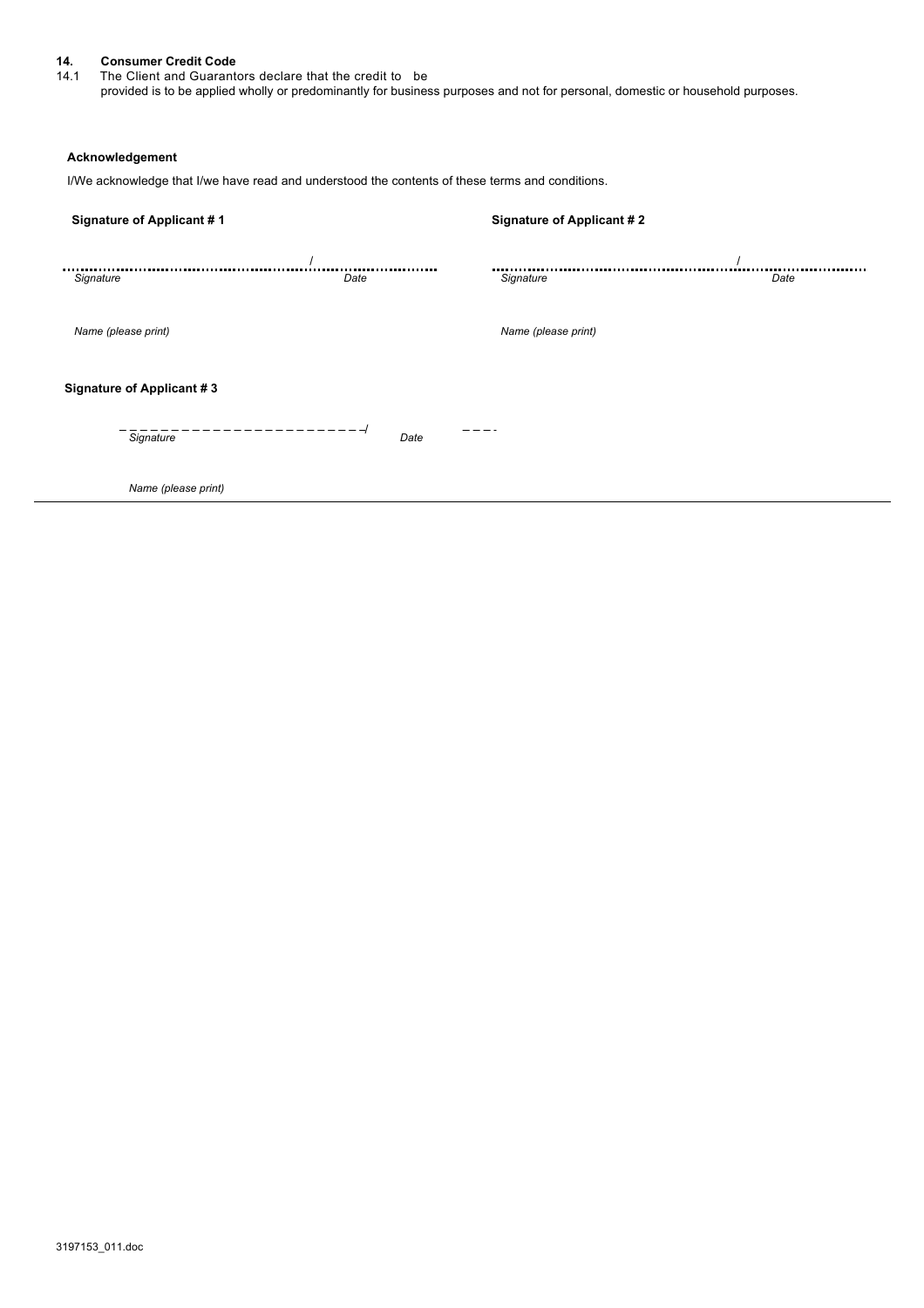**14. Consumer Credit Code**

14.1 The Client and Guarantors declare that the credit to be provided is to be applied wholly or predominantly for business purposes and not for personal, domestic or household purposes.

**Acknowledgement**

I/We acknowledge that I/we have read and understood the contents of these terms and conditions.

**Signature of Applicant # 1**

........................................................ / ..............................

*Signature* *Date*

*Name (please print)*

**Signature of Applicant # 2**

........................................................ / ..............................

*Signature* *Date*

*Name (please print)*

**Signature of Applicant # 3**

_ _ _ _ _ _ _ _ _ _ _ _ _ _ _ _ _ _ _ _ _ _ _ / _ _ _ -

*Signature* *Date*

*Name (please print)*

3197153_011.doc